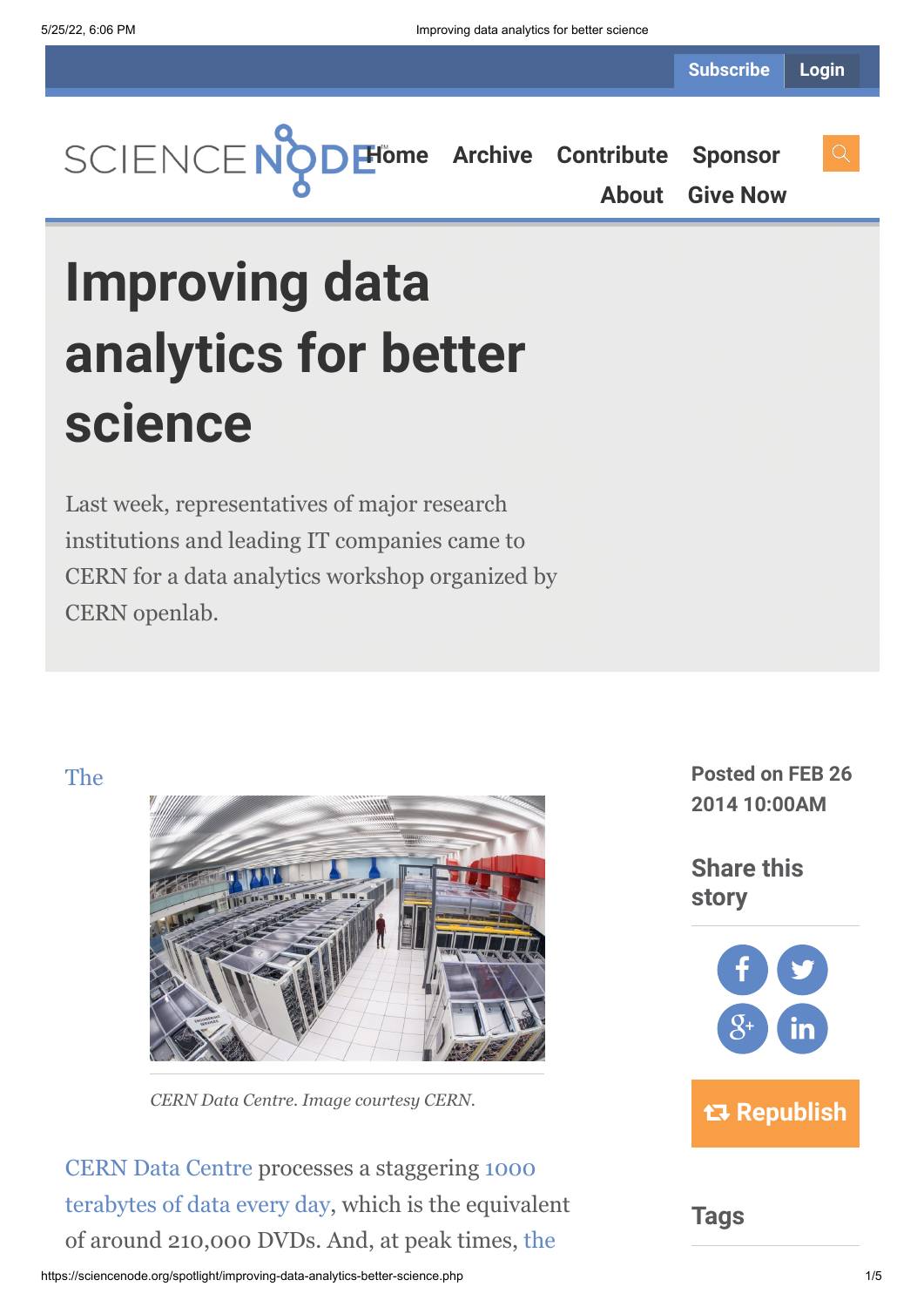# Improving data analytics for better science

Last week, representatives of major research institutions and leading IT companies came to CERN for a data analytics workshop organized by CERN openlab.

Posted on FEB 26 2014 10:00AM

The

CERN Data Centre. Image courtesy CERN.

CERN Data Centre processes a staggering 1000 terabytes of data every day, which is the equivalent of around 210,000 DVDs. And, at peak times, the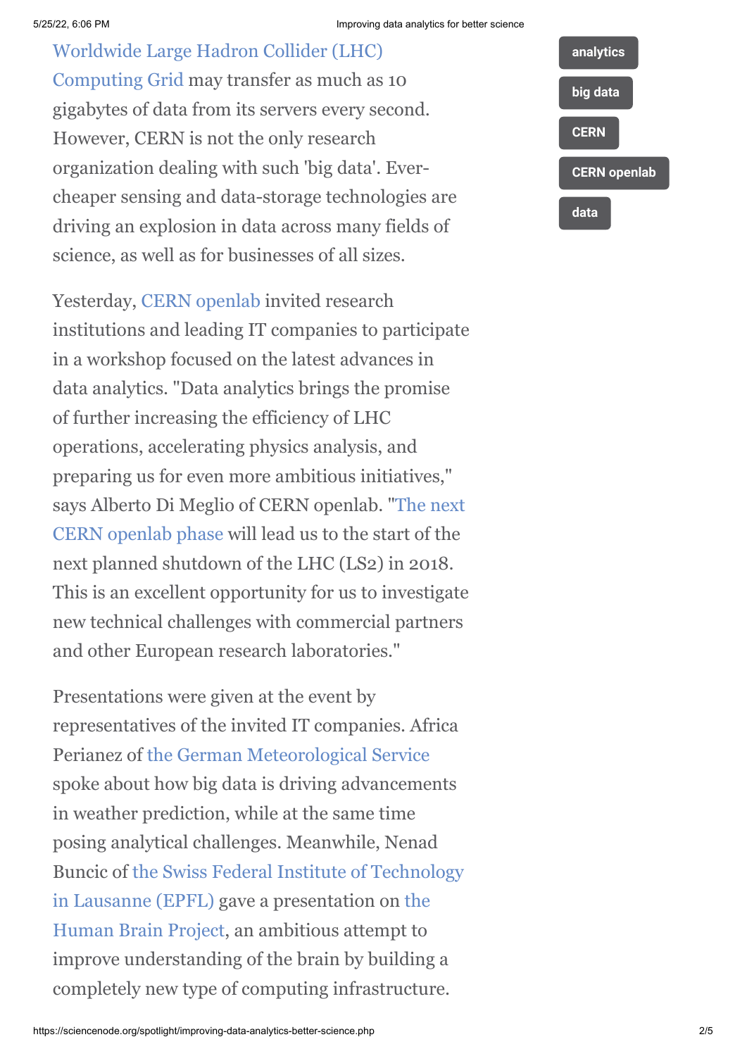Worldwide Large Hadron Collider (LHC) Computing Grid may transfer as much as 10 gigabytes of data from its servers every second. However, CERN is not the only research organization dealing with such 'big data'. Ever-cheaper sensing and data-storage technologies are driving an explosion in data across many fields of science, as well as for businesses of all sizes.

Yesterday, CERN openlab invited research institutions and leading IT companies to participate in a workshop focused on the latest advances in data analytics. "Data analytics brings the promise of further increasing the efficiency of LHC operations, accelerating physics analysis, and preparing us for even more ambitious initiatives," says Alberto Di Meglio of CERN openlab. "The next CERN openlab phase will lead us to the start of the next planned shutdown of the LHC (LS2) in 2018. This is an excellent opportunity for us to investigate new technical challenges with commercial partners and other European research laboratories."

Presentations were given at the event by representatives of the invited IT companies. Africa Perianez of the German Meteorological Service spoke about how big data is driving advancements in weather prediction, while at the same time posing analytical challenges. Meanwhile, Nenad Buncic of the Swiss Federal Institute of Technology in Lausanne (EPFL) gave a presentation on the Human Brain Project, an ambitious attempt to improve understanding of the brain by building a completely new type of computing infrastructure.

analytics

big data

CERN

CERN openlab

data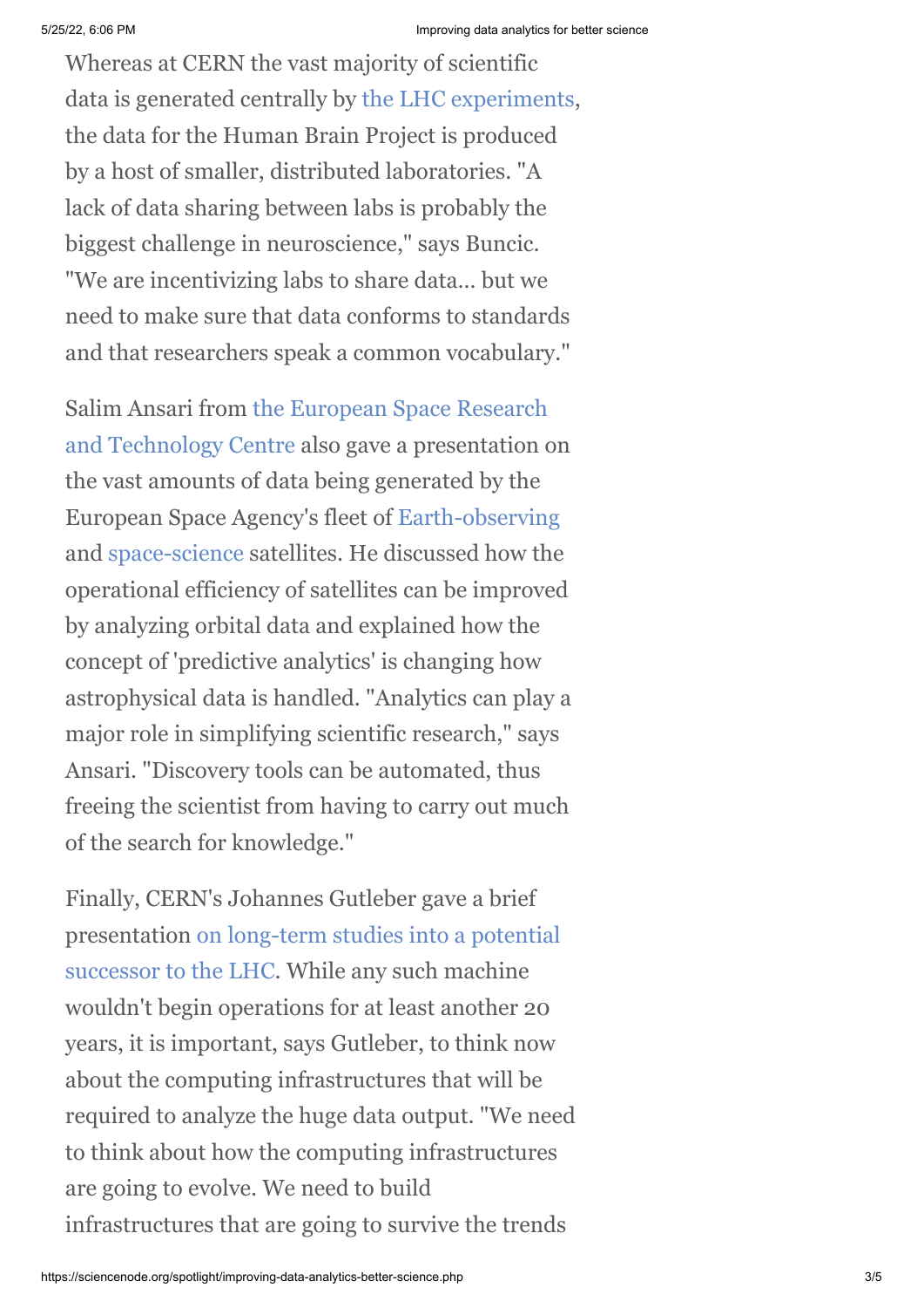Whereas at CERN the vast majority of scientific data is generated centrally by the LHC experiments, the data for the Human Brain Project is produced by a host of smaller, distributed laboratories. "A lack of data sharing between labs is probably the biggest challenge in neuroscience," says Buncic. "We are incentivizing labs to share data... but we need to make sure that data conforms to standards and that researchers speak a common vocabulary."

Salim Ansari from the European Space Research and Technology Centre also gave a presentation on the vast amounts of data being generated by the European Space Agency's fleet of Earth-observing and space-science satellites. He discussed how the operational efficiency of satellites can be improved by analyzing orbital data and explained how the concept of 'predictive analytics' is changing how astrophysical data is handled. "Analytics can play a major role in simplifying scientific research," says Ansari. "Discovery tools can be automated, thus freeing the scientist from having to carry out much of the search for knowledge."

Finally, CERN's Johannes Gutleber gave a brief presentation on long-term studies into a potential successor to the LHC. While any such machine wouldn't begin operations for at least another 20 years, it is important, says Gutleber, to think now about the computing infrastructures that will be required to analyze the huge data output. "We need to think about how the computing infrastructures are going to evolve. We need to build infrastructures that are going to survive the trends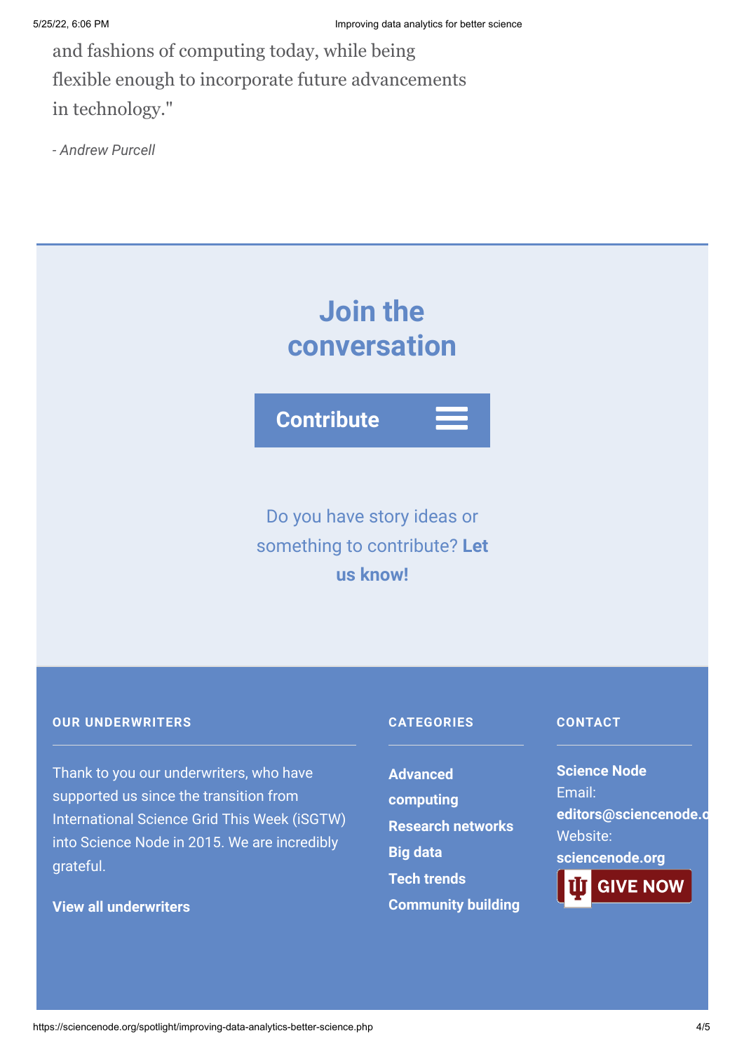and fashions of computing today, while being flexible enough to incorporate future advancements in technology."

*- Andrew Purcell*

## Join the conversation

**Contribute**

Do you have story ideas or something to contribute? **Let us know!**

**OUR UNDERWRITERS**

Thank to you our underwriters, who have supported us since the transition from International Science Grid This Week (iSGTW) into Science Node in 2015. We are incredibly grateful.

**View all underwriters**

**CATEGORIES**

**Advanced computing**

**Research networks**

**Big data**

**Tech trends**

**Community building**

**CONTACT**

**Science Node**

Email:

**editors@sciencenode.o**

Website:

**sciencenode.org**

**GIVE NOW**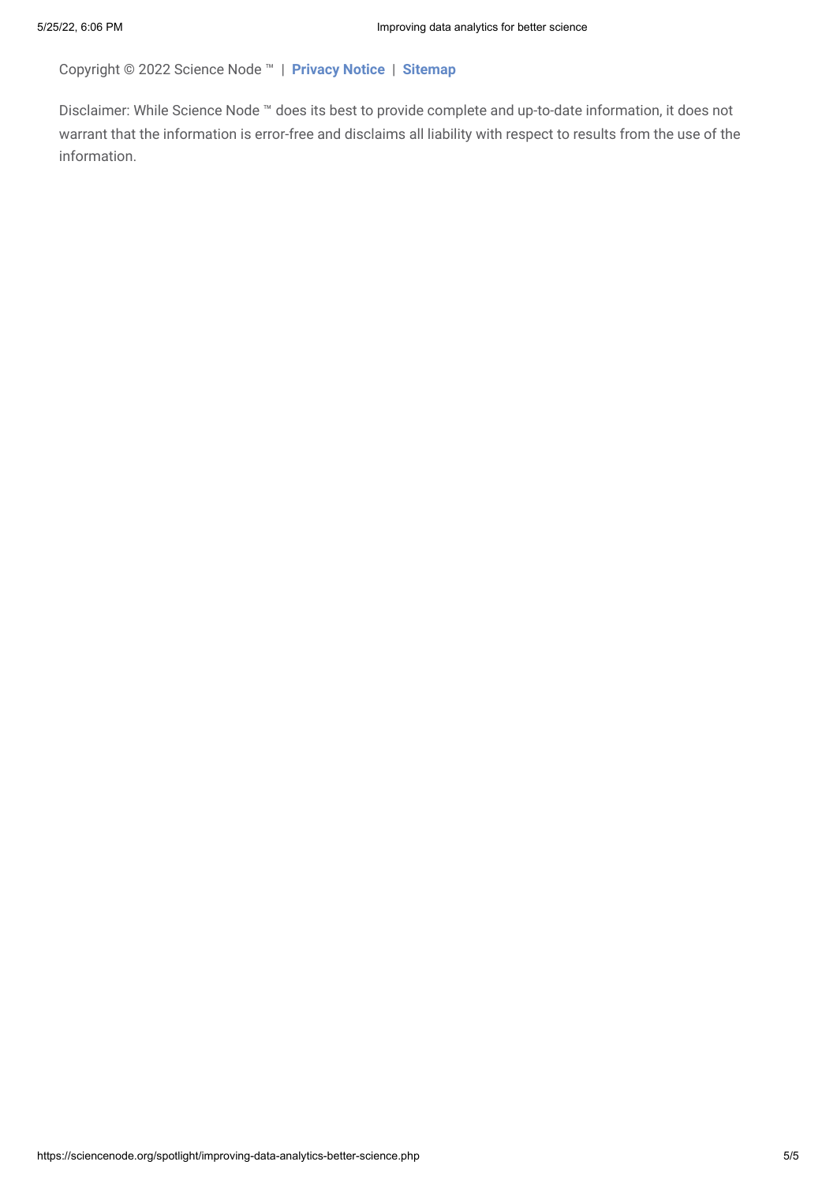Copyright © 2022 Science Node ™ | **Privacy Notice** | **Sitemap**

Disclaimer: While Science Node ™ does its best to provide complete and up-to-date information, it does not warrant that the information is error-free and disclaims all liability with respect to results from the use of the information.